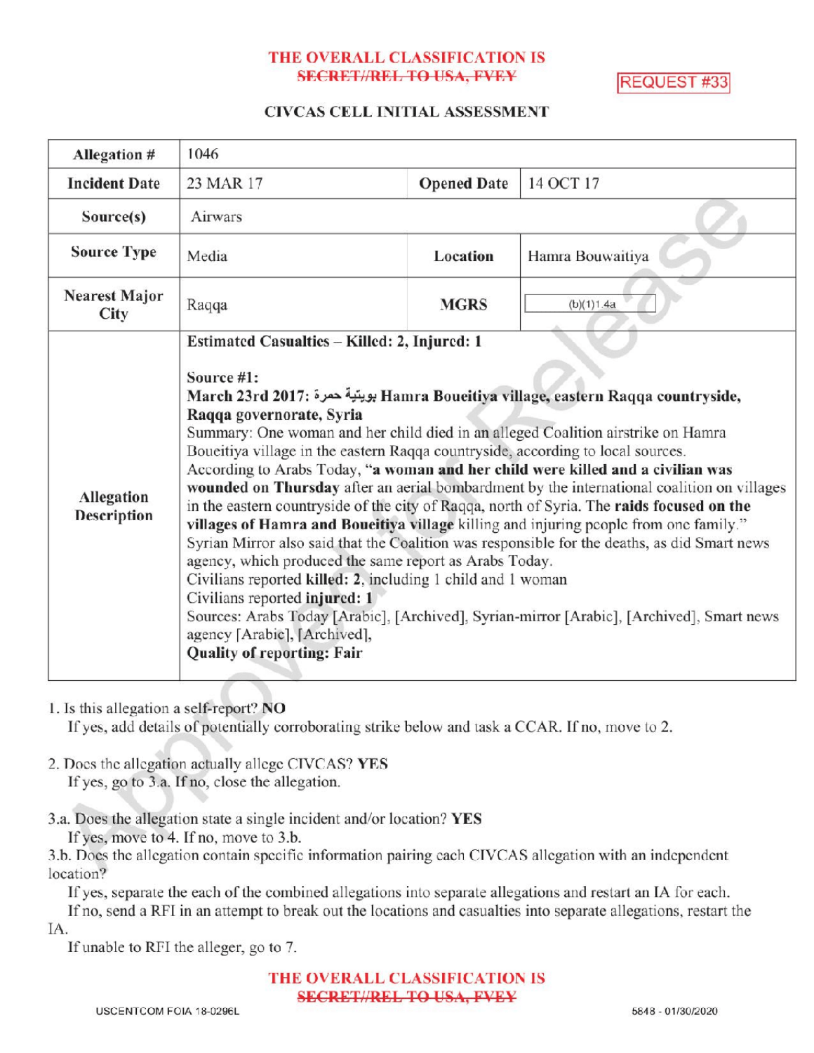THE OVERALL CLASSIFICATION IS ~~SECRET//REL TO USA, FVEY~~

REQUEST #33

## CIVCAS CELL INITIAL ASSESSMENT

| Allegation # | 1046 | | |
|---|---|---|---|
| Incident Date | 23 MAR 17 | Opened Date | 14 OCT 17 |
| Source(s) | Airwars | | |
| Source Type | Media | Location | Hamra Bouwaitiya |
| Nearest Major City | Raqqa | MGRS | (b)(1)1.4a |
| Allegation Description | **Estimated Casualties – Killed: 2, Injured: 1**<br><br>**Source #1:**<br>**March 23rd 2017:** **بويتية حمرة** **Hamra Boueitiya village, eastern Raqqa countryside, Raqqa governorate, Syria**<br>Summary: One woman and her child died in an alleged Coalition airstrike on Hamra Boueitiya village in the eastern Raqqa countryside, according to local sources.<br>According to Arabs Today, **"a woman and her child were killed and a civilian was wounded on Thursday** after an aerial bombardment by the international coalition on villages in the eastern countryside of the city of Raqqa, north of Syria. The **raids focused on the villages of Hamra and Boueitiya village** killing and injuring people from one family."<br>Syrian Mirror also said that the Coalition was responsible for the deaths, as did Smart news agency, which produced the same report as Arabs Today.<br>Civilians reported **killed: 2**, including 1 child and 1 woman<br>Civilians reported **injured: 1**<br>Sources: Arabs Today [Arabic], [Archived], Syrian-mirror [Arabic], [Archived], Smart news agency [Arabic], [Archived],<br>**Quality of reporting: Fair** | | |

1. Is this allegation a self-report? **NO**
   If yes, add details of potentially corroborating strike below and task a CCAR. If no, move to 2.

2. Does the allegation actually allege CIVCAS? **YES**
   If yes, go to 3.a. If no, close the allegation.

3.a. Does the allegation state a single incident and/or location? **YES**
   If yes, move to 4. If no, move to 3.b.
3.b. Does the allegation contain specific information pairing each CIVCAS allegation with an independent location?
   If yes, separate the each of the combined allegations into separate allegations and restart an IA for each.
   If no, send a RFI in an attempt to break out the locations and casualties into separate allegations, restart the IA.
   If unable to RFI the alleger, go to 7.

THE OVERALL CLASSIFICATION IS ~~SECRET//REL TO USA, FVEY~~

USCENTCOM FOIA 18-0296L

5848 - 01/30/2020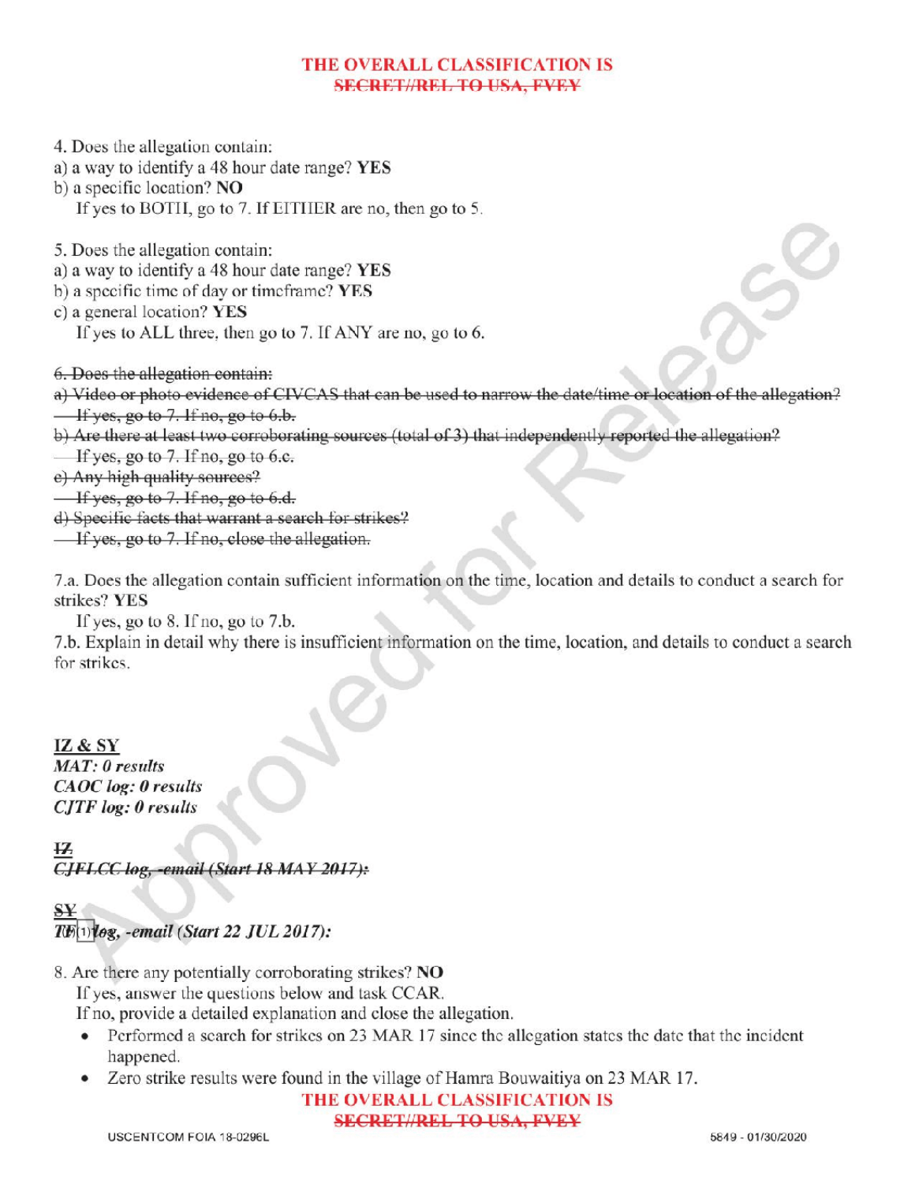THE OVERALL CLASSIFICATION IS
~~SECRET//REL TO USA, FVEY~~

4. Does the allegation contain:
a) a way to identify a 48 hour date range? **YES**
b) a specific location? **NO**
If yes to BOTH, go to 7. If EITHER are no, then go to 5.

5. Does the allegation contain:
a) a way to identify a 48 hour date range? **YES**
b) a specific time of day or timeframe? **YES**
c) a general location? **YES**
If yes to ALL three, then go to 7. If ANY are no, go to 6.

~~6. Does the allegation contain:~~
~~a) Video or photo evidence of CIVCAS that can be used to narrow the date/time or location of the allegation?~~
~~If yes, go to 7. If no, go to 6.b.~~
~~b) Are there at least two corroborating sources (total of 3) that independently reported the allegation?~~
~~If yes, go to 7. If no, go to 6.c.~~
~~c) Any high quality sources?~~
~~If yes, go to 7. If no, go to 6.d.~~
~~d) Specific facts that warrant a search for strikes?~~
~~If yes, go to 7. If no, close the allegation.~~

7.a. Does the allegation contain sufficient information on the time, location and details to conduct a search for strikes? **YES**
If yes, go to 8. If no, go to 7.b.
7.b. Explain in detail why there is insufficient information on the time, location, and details to conduct a search for strikes.

**IZ & SY**
***MAT: 0 results***
***CAOC log: 0 results***
***CJTF log: 0 results***

~~**IZ**~~
~~***CJFLCC log, -email (Start 18 MAY 2017):***~~

~~**SY**~~
***TF (1) log, -email (Start 22 JUL 2017):***

8. Are there any potentially corroborating strikes? **NO**
If yes, answer the questions below and task CCAR.
If no, provide a detailed explanation and close the allegation.
- Performed a search for strikes on 23 MAR 17 since the allegation states the date that the incident happened.
- Zero strike results were found in the village of Hamra Bouwaitiya on 23 MAR 17.

THE OVERALL CLASSIFICATION IS
~~SECRET//REL TO USA, FVEY~~

USCENTCOM FOIA 18-0296L 5849 - 01/30/2020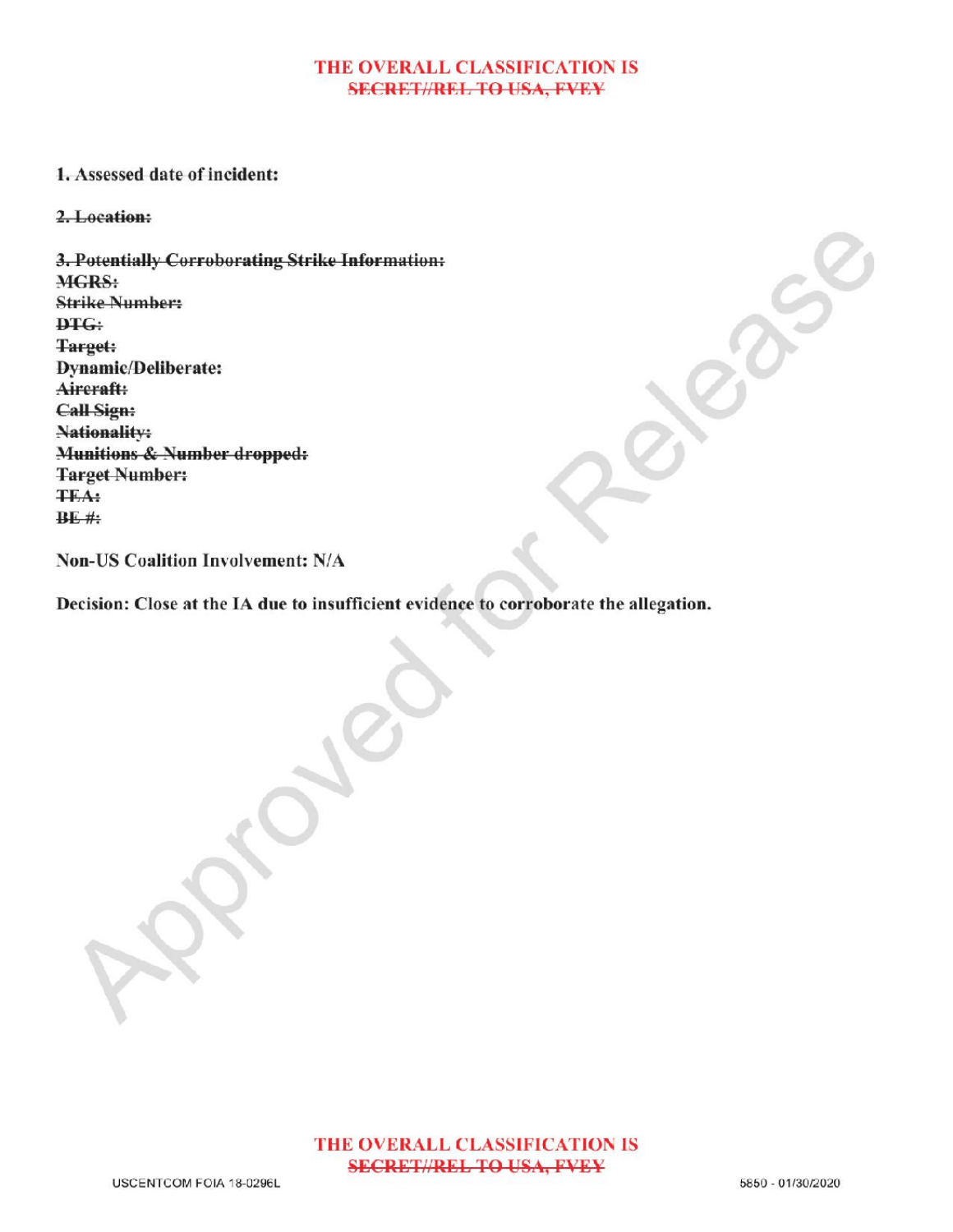THE OVERALL CLASSIFICATION IS ~~SECRET//REL TO USA, FVEY~~

**1. Assessed date of incident:**

~~**2. Location:**~~

~~**3. Potentially Corroborating Strike Information:**~~
~~**MGRS:**~~
~~**Strike Number:**~~
~~**DTG:**~~
~~**Target:**~~
**Dynamic/Deliberate:**
~~**Aircraft:**~~
~~**Call Sign:**~~
~~**Nationality:**~~
~~**Munitions & Number dropped:**~~
**Target Number:**
~~**TEA:**~~
~~**BE #:**~~

**Non-US Coalition Involvement: N/A**

**Decision: Close at the IA due to insufficient evidence to corroborate the allegation.**

THE OVERALL CLASSIFICATION IS ~~SECRET//REL TO USA, FVEY~~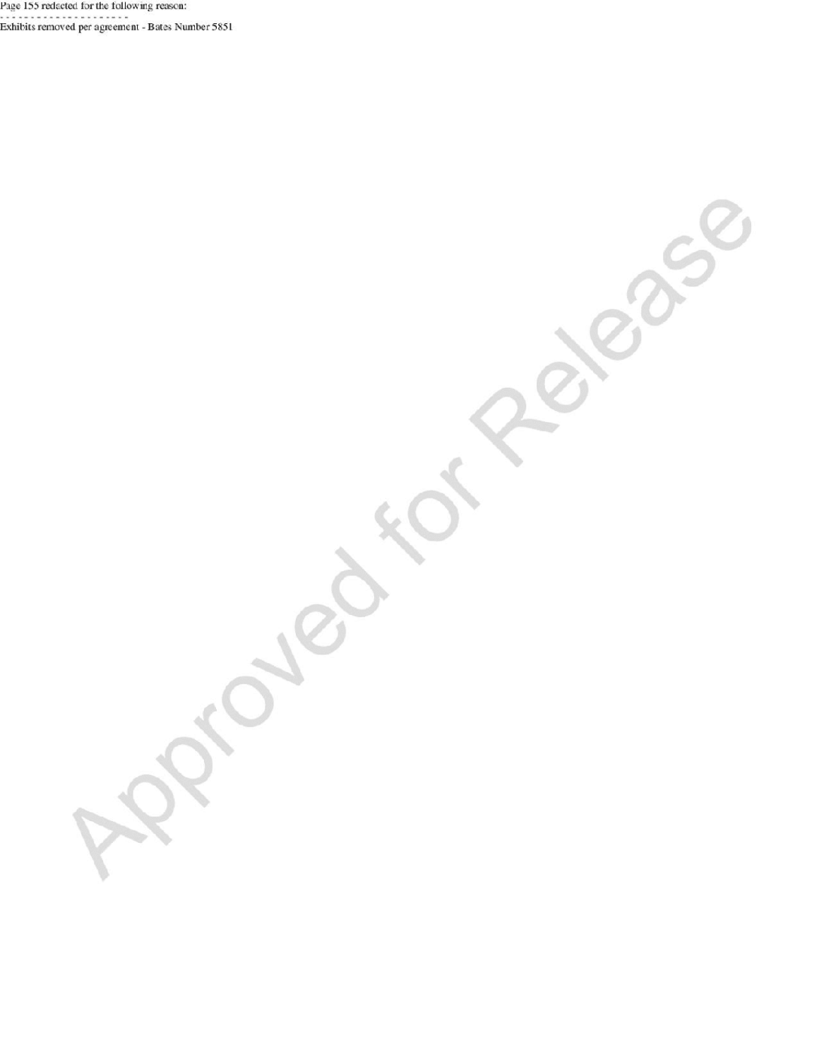Page 155 redacted for the following reason:

- - - - - - - - - - - - - - - - - - - - -

Exhibits removed per agreement - Bates Number 5851

Approved for Release